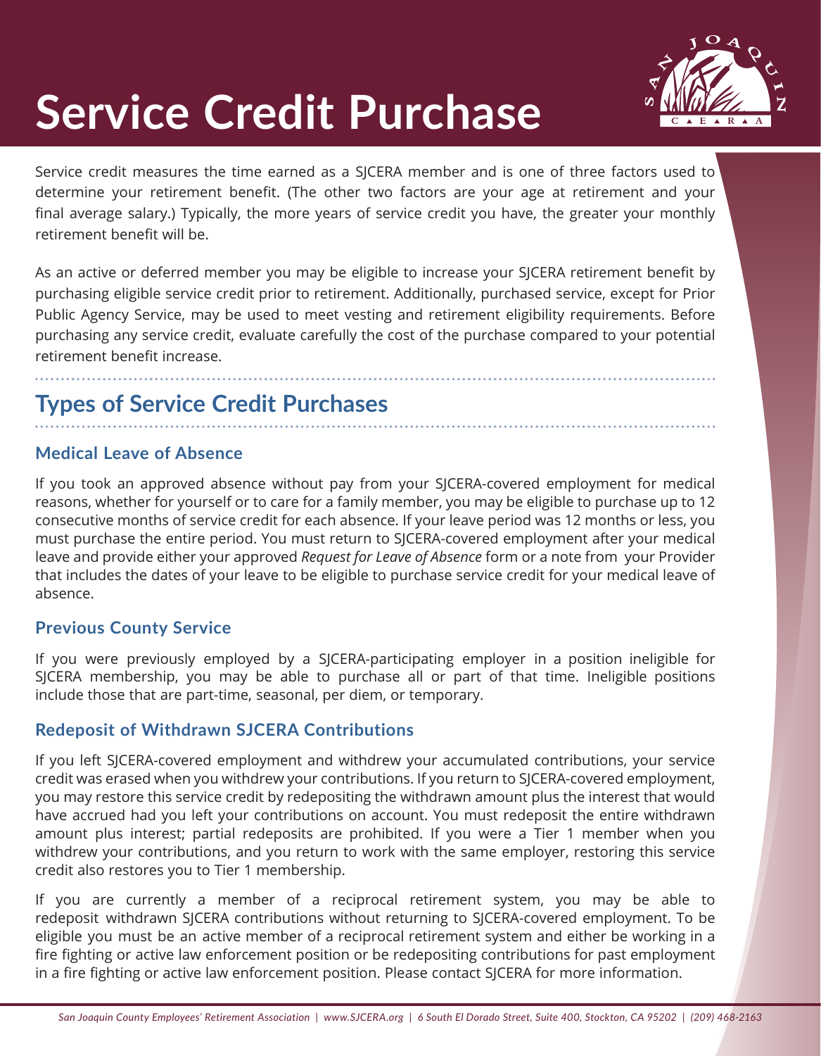# Service Credit Purchase

Service credit measures the time earned as a SJCERA member and is one of three factors used to determine your retirement benefit. (The other two factors are your age at retirement and your final average salary.) Typically, the more years of service credit you have, the greater your monthly retirement benefit will be.

As an active or deferred member you may be eligible to increase your SJCERA retirement benefit by purchasing eligible service credit prior to retirement. Additionally, purchased service, except for Prior Public Agency Service, may be used to meet vesting and retirement eligibility requirements. Before purchasing any service credit, evaluate carefully the cost of the purchase compared to your potential retirement benefit increase.

## Types of Service Credit Purchases

### Medical Leave of Absence

If you took an approved absence without pay from your SJCERA-covered employment for medical reasons, whether for yourself or to care for a family member, you may be eligible to purchase up to 12 consecutive months of service credit for each absence. If your leave period was 12 months or less, you must purchase the entire period. You must return to SJCERA-covered employment after your medical leave and provide either your approved *Request for Leave of Absence* form or a note from your Provider that includes the dates of your leave to be eligible to purchase service credit for your medical leave of absence.

### Previous County Service

If you were previously employed by a SJCERA-participating employer in a position ineligible for SJCERA membership, you may be able to purchase all or part of that time. Ineligible positions include those that are part-time, seasonal, per diem, or temporary.

### Redeposit of Withdrawn SJCERA Contributions

If you left SJCERA-covered employment and withdrew your accumulated contributions, your service credit was erased when you withdrew your contributions. If you return to SJCERA-covered employment, you may restore this service credit by redepositing the withdrawn amount plus the interest that would have accrued had you left your contributions on account. You must redeposit the entire withdrawn amount plus interest; partial redeposits are prohibited. If you were a Tier 1 member when you withdrew your contributions, and you return to work with the same employer, restoring this service credit also restores you to Tier 1 membership.

If you are currently a member of a reciprocal retirement system, you may be able to redeposit withdrawn SJCERA contributions without returning to SJCERA-covered employment. To be eligible you must be an active member of a reciprocal retirement system and either be working in a fire fighting or active law enforcement position or be redepositing contributions for past employment in a fire fighting or active law enforcement position. Please contact SJCERA for more information.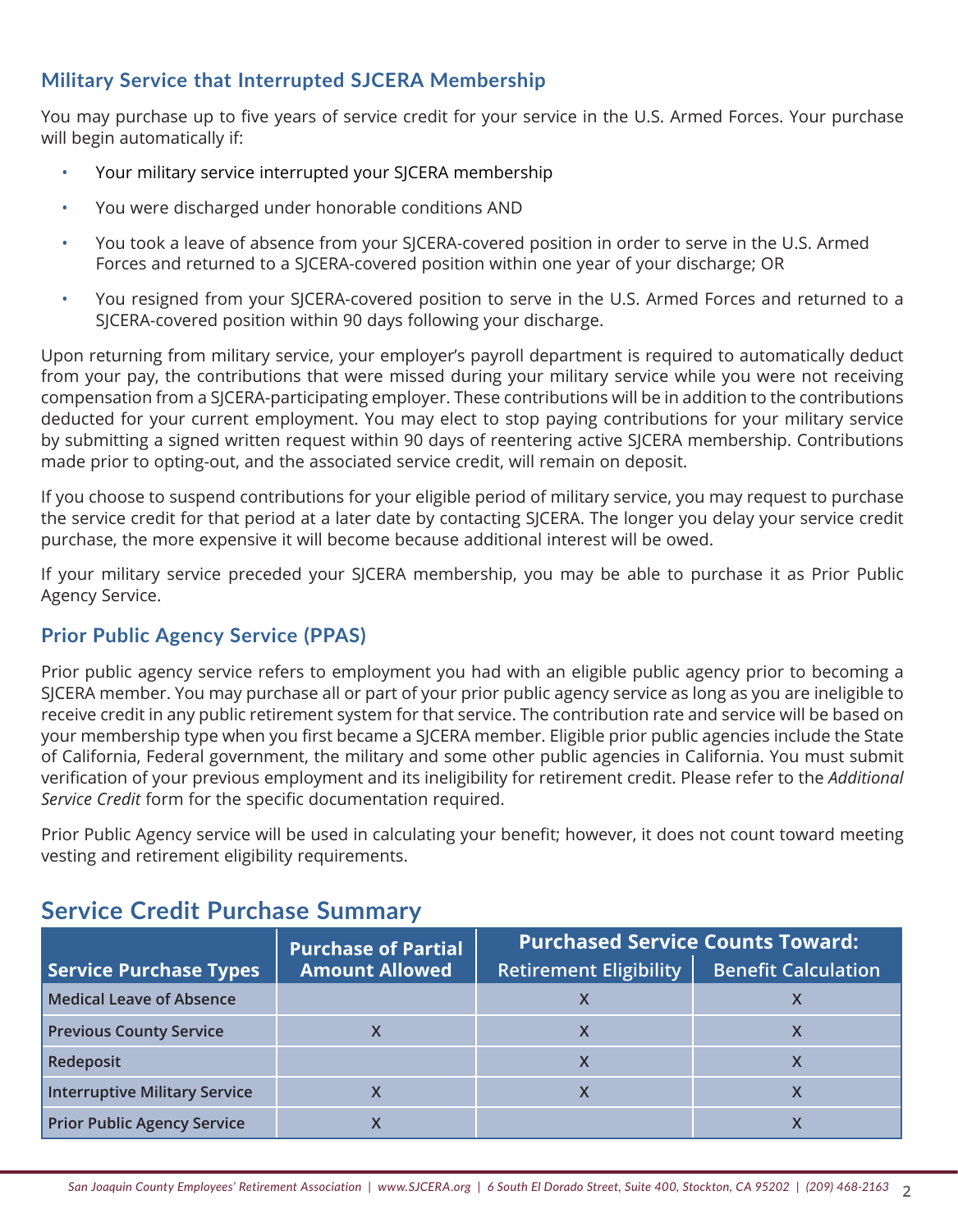### Military Service that Interrupted SJCERA Membership

You may purchase up to five years of service credit for your service in the U.S. Armed Forces. Your purchase will begin automatically if:

- Your military service interrupted your SJCERA membership
- You were discharged under honorable conditions AND
- You took a leave of absence from your SJCERA-covered position in order to serve in the U.S. Armed Forces and returned to a SJCERA-covered position within one year of your discharge; OR
- You resigned from your SJCERA-covered position to serve in the U.S. Armed Forces and returned to a SJCERA-covered position within 90 days following your discharge.

Upon returning from military service, your employer's payroll department is required to automatically deduct from your pay, the contributions that were missed during your military service while you were not receiving compensation from a SJCERA-participating employer. These contributions will be in addition to the contributions deducted for your current employment. You may elect to stop paying contributions for your military service by submitting a signed written request within 90 days of reentering active SJCERA membership. Contributions made prior to opting-out, and the associated service credit, will remain on deposit.

If you choose to suspend contributions for your eligible period of military service, you may request to purchase the service credit for that period at a later date by contacting SJCERA. The longer you delay your service credit purchase, the more expensive it will become because additional interest will be owed.

If your military service preceded your SJCERA membership, you may be able to purchase it as Prior Public Agency Service.

### Prior Public Agency Service (PPAS)

Prior public agency service refers to employment you had with an eligible public agency prior to becoming a SJCERA member. You may purchase all or part of your prior public agency service as long as you are ineligible to receive credit in any public retirement system for that service. The contribution rate and service will be based on your membership type when you first became a SJCERA member. Eligible prior public agencies include the State of California, Federal government, the military and some other public agencies in California. You must submit verification of your previous employment and its ineligibility for retirement credit. Please refer to the *Additional Service Credit* form for the specific documentation required.

Prior Public Agency service will be used in calculating your benefit; however, it does not count toward meeting vesting and retirement eligibility requirements.

## Service Credit Purchase Summary

| Service Purchase Types | Purchase of Partial Amount Allowed | Purchased Service Counts Toward: | |
|---|---|---|---|
| | | Retirement Eligibility | Benefit Calculation |
| Medical Leave of Absence | | X | X |
| Previous County Service | X | X | X |
| Redeposit | | X | X |
| Interruptive Military Service | X | X | X |
| Prior Public Agency Service | X | | X |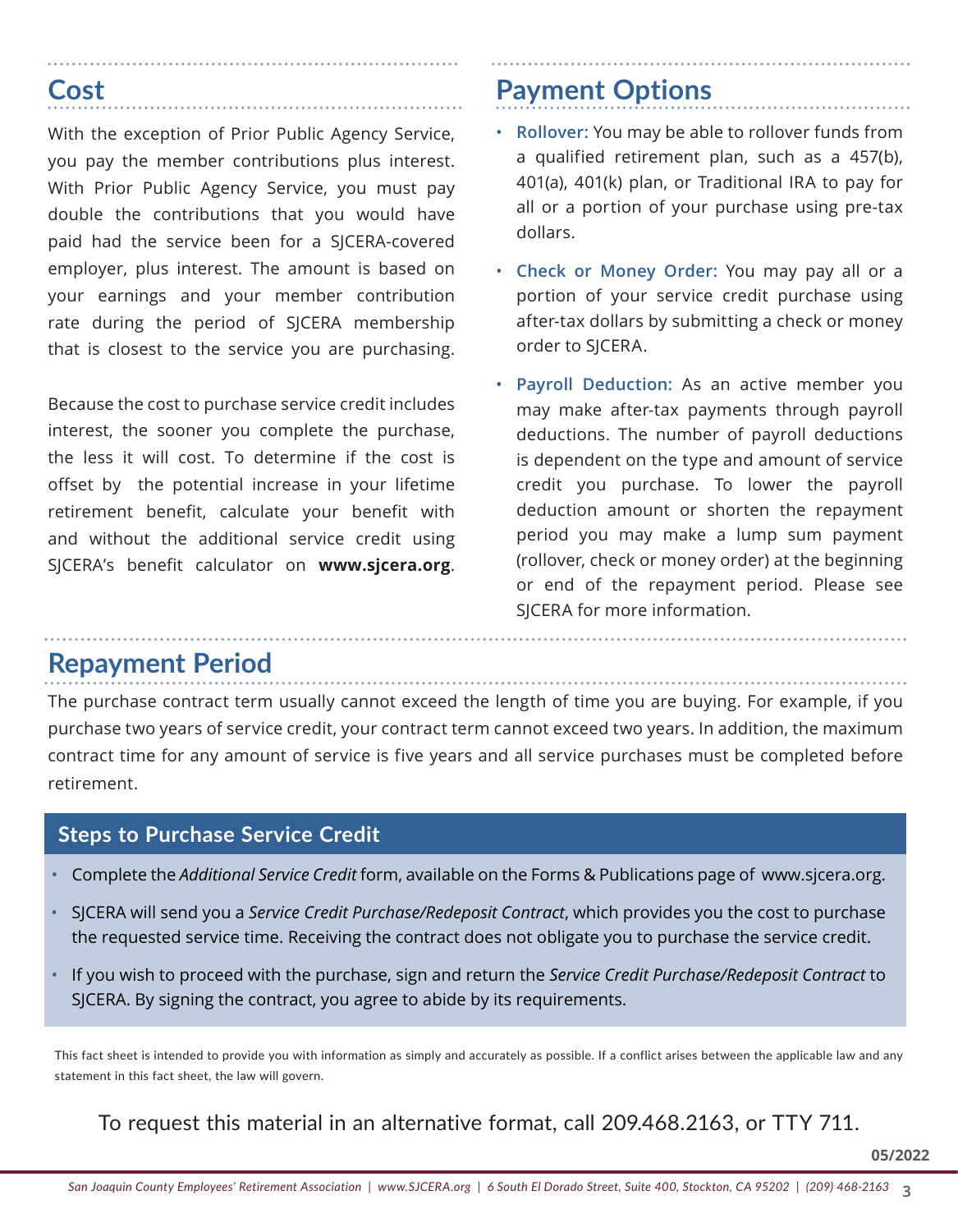## Cost

With the exception of Prior Public Agency Service, you pay the member contributions plus interest. With Prior Public Agency Service, you must pay double the contributions that you would have paid had the service been for a SJCERA-covered employer, plus interest. The amount is based on your earnings and your member contribution rate during the period of SJCERA membership that is closest to the service you are purchasing.

Because the cost to purchase service credit includes interest, the sooner you complete the purchase, the less it will cost. To determine if the cost is offset by the potential increase in your lifetime retirement benefit, calculate your benefit with and without the additional service credit using SJCERA's benefit calculator on **www.sjcera.org**.

## Payment Options

- **Rollover:** You may be able to rollover funds from a qualified retirement plan, such as a 457(b), 401(a), 401(k) plan, or Traditional IRA to pay for all or a portion of your purchase using pre-tax dollars.
- **Check or Money Order:** You may pay all or a portion of your service credit purchase using after-tax dollars by submitting a check or money order to SJCERA.
- **Payroll Deduction:** As an active member you may make after-tax payments through payroll deductions. The number of payroll deductions is dependent on the type and amount of service credit you purchase. To lower the payroll deduction amount or shorten the repayment period you may make a lump sum payment (rollover, check or money order) at the beginning or end of the repayment period. Please see SJCERA for more information.

## Repayment Period

The purchase contract term usually cannot exceed the length of time you are buying. For example, if you purchase two years of service credit, your contract term cannot exceed two years. In addition, the maximum contract time for any amount of service is five years and all service purchases must be completed before retirement.

### Steps to Purchase Service Credit

- Complete the *Additional Service Credit* form, available on the Forms & Publications page of www.sjcera.org.
- SJCERA will send you a *Service Credit Purchase/Redeposit Contract*, which provides you the cost to purchase the requested service time. Receiving the contract does not obligate you to purchase the service credit.
- If you wish to proceed with the purchase, sign and return the *Service Credit Purchase/Redeposit Contract* to SJCERA. By signing the contract, you agree to abide by its requirements.

This fact sheet is intended to provide you with information as simply and accurately as possible. If a conflict arises between the applicable law and any statement in this fact sheet, the law will govern.

To request this material in an alternative format, call 209.468.2163, or TTY 711.

05/2022